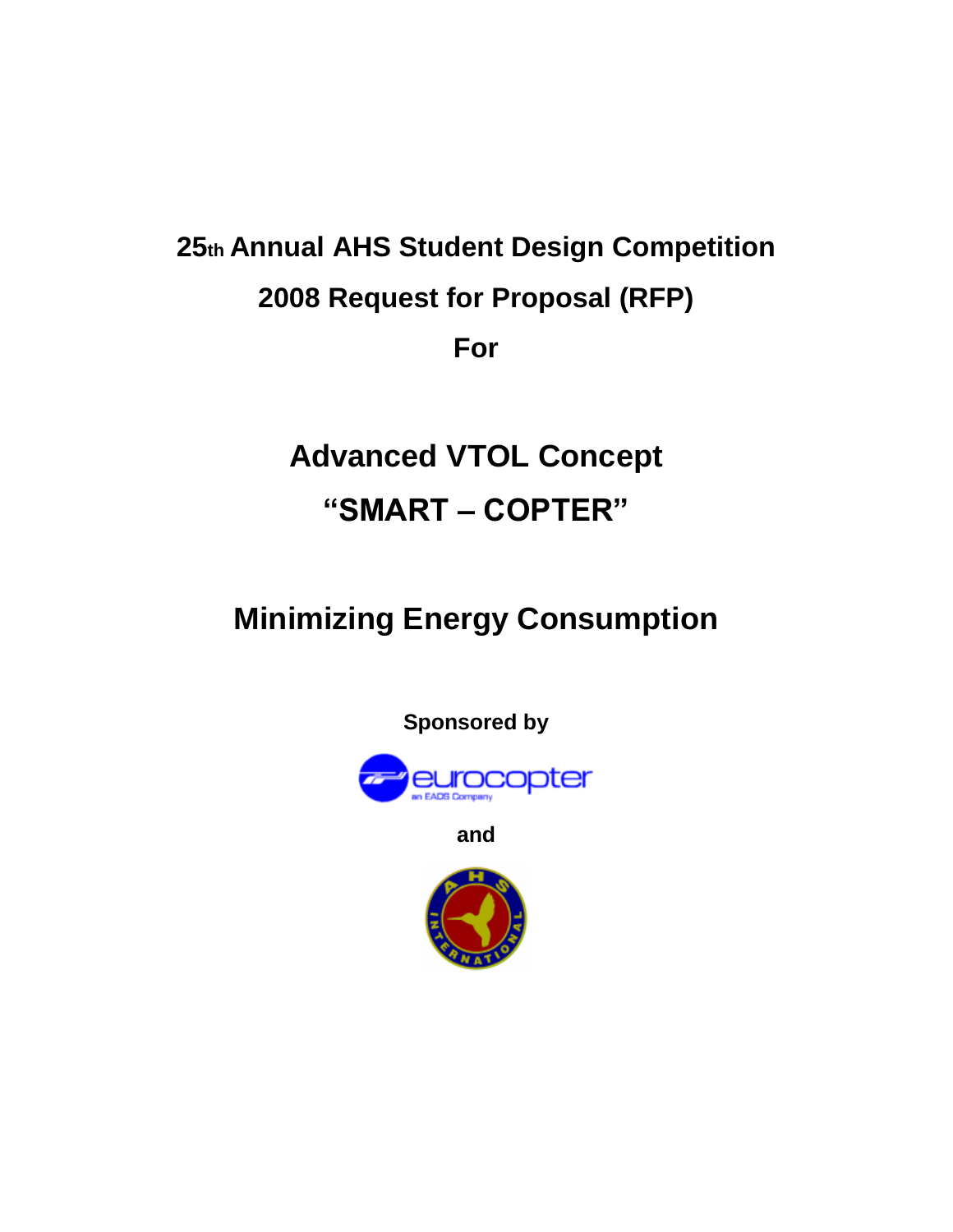# 25th Annual AHS Student Design Competition

## 2008 Request for Proposal (RFP)

## For

# Advanced VTOL Concept

# "SMART – COPTER"

# Minimizing Energy Consumption

**Sponsored by**

eurocopter

an EADS Company

**and**

AHS INTERNATIONAL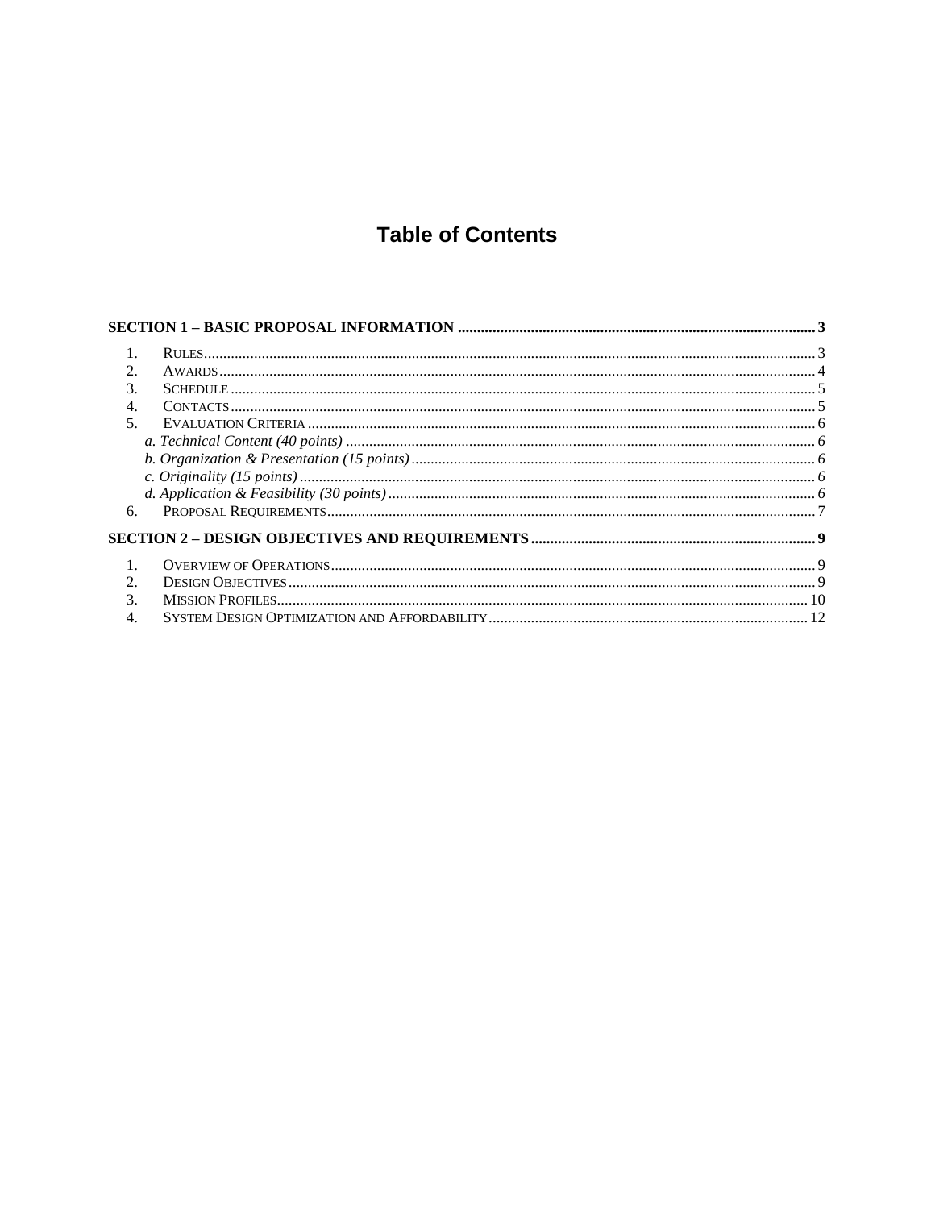# Table of Contents

**SECTION 1 – BASIC PROPOSAL INFORMATION ..... 3**

1. RULES ..... 3
2. AWARDS ..... 4
3. SCHEDULE ..... 5
4. CONTACTS ..... 5
5. EVALUATION CRITERIA ..... 6
   - *a. Technical Content (40 points) ..... 6*
   - *b. Organization & Presentation (15 points) ..... 6*
   - *c. Originality (15 points) ..... 6*
   - *d. Application & Feasibility (30 points) ..... 6*
6. PROPOSAL REQUIREMENTS ..... 7

**SECTION 2 – DESIGN OBJECTIVES AND REQUIREMENTS ..... 9**

1. OVERVIEW OF OPERATIONS ..... 9
2. DESIGN OBJECTIVES ..... 9
3. MISSION PROFILES ..... 10
4. SYSTEM DESIGN OPTIMIZATION AND AFFORDABILITY ..... 12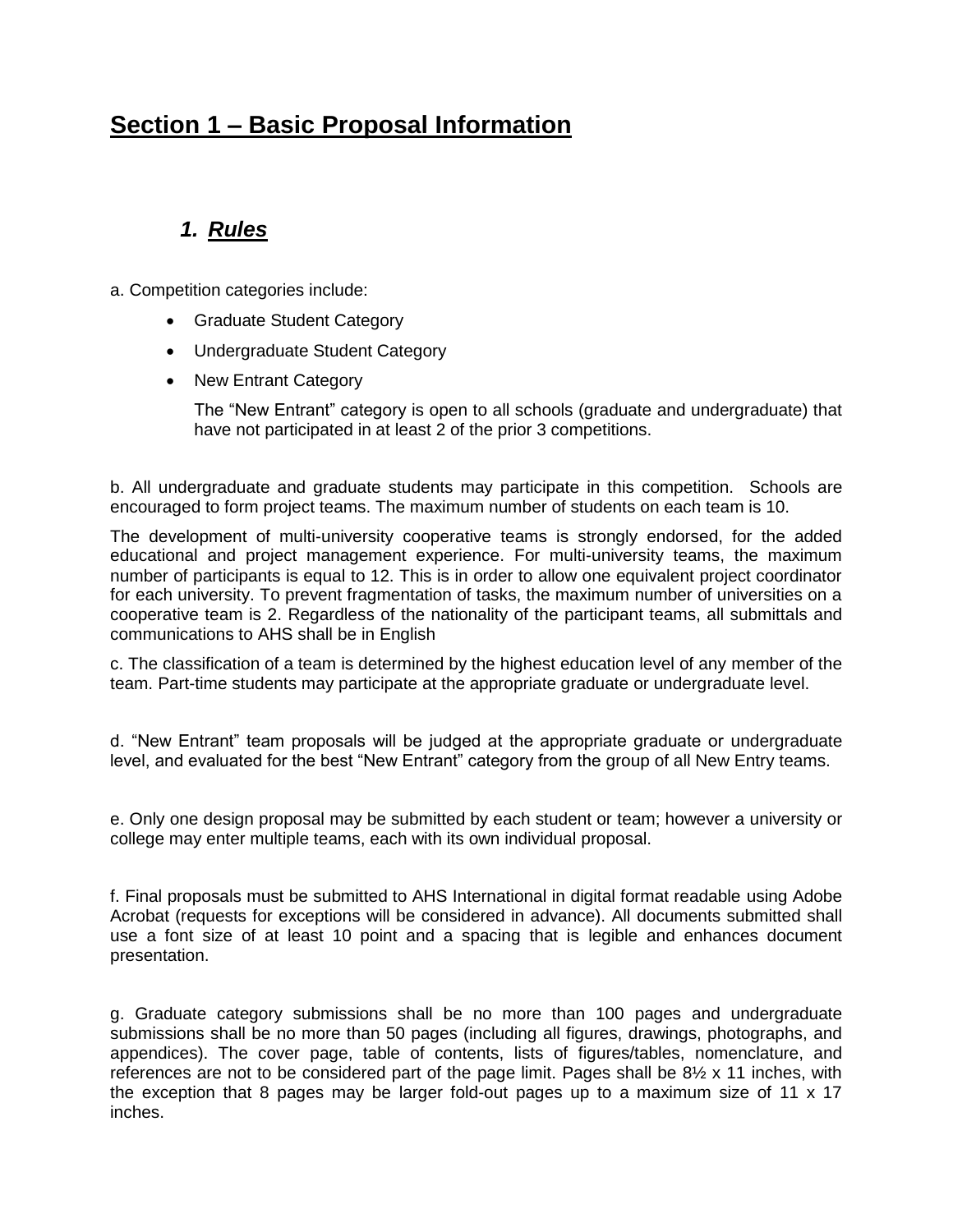# Section 1 – Basic Proposal Information

## *1. Rules*

a. Competition categories include:

- Graduate Student Category
- Undergraduate Student Category
- New Entrant Category

  The "New Entrant" category is open to all schools (graduate and undergraduate) that have not participated in at least 2 of the prior 3 competitions.

b. All undergraduate and graduate students may participate in this competition. Schools are encouraged to form project teams. The maximum number of students on each team is 10.

The development of multi-university cooperative teams is strongly endorsed, for the added educational and project management experience. For multi-university teams, the maximum number of participants is equal to 12. This is in order to allow one equivalent project coordinator for each university. To prevent fragmentation of tasks, the maximum number of universities on a cooperative team is 2. Regardless of the nationality of the participant teams, all submittals and communications to AHS shall be in English

c. The classification of a team is determined by the highest education level of any member of the team. Part-time students may participate at the appropriate graduate or undergraduate level.

d. "New Entrant" team proposals will be judged at the appropriate graduate or undergraduate level, and evaluated for the best "New Entrant" category from the group of all New Entry teams.

e. Only one design proposal may be submitted by each student or team; however a university or college may enter multiple teams, each with its own individual proposal.

f. Final proposals must be submitted to AHS International in digital format readable using Adobe Acrobat (requests for exceptions will be considered in advance). All documents submitted shall use a font size of at least 10 point and a spacing that is legible and enhances document presentation.

g. Graduate category submissions shall be no more than 100 pages and undergraduate submissions shall be no more than 50 pages (including all figures, drawings, photographs, and appendices). The cover page, table of contents, lists of figures/tables, nomenclature, and references are not to be considered part of the page limit. Pages shall be 8½ x 11 inches, with the exception that 8 pages may be larger fold-out pages up to a maximum size of 11 x 17 inches.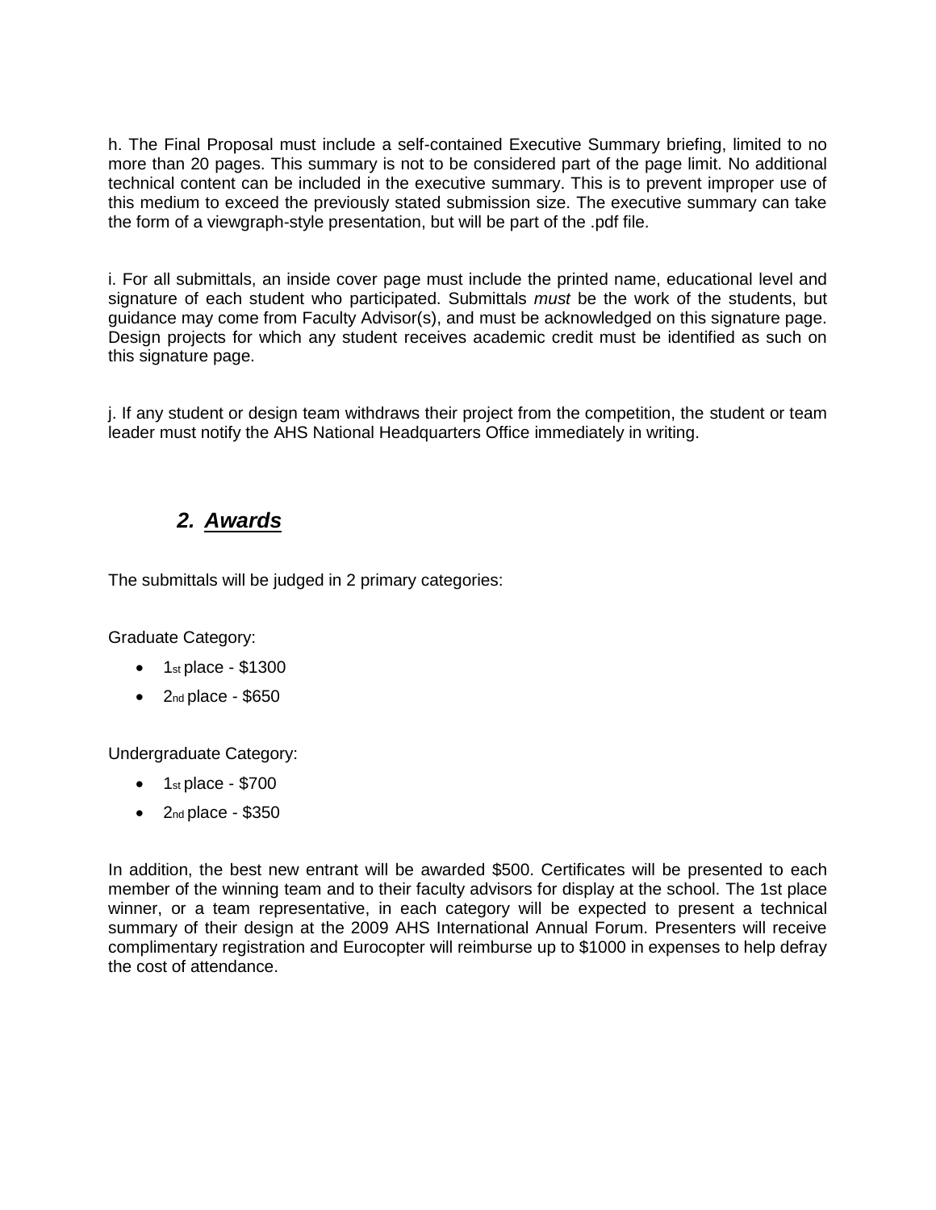h. The Final Proposal must include a self-contained Executive Summary briefing, limited to no more than 20 pages. This summary is not to be considered part of the page limit. No additional technical content can be included in the executive summary. This is to prevent improper use of this medium to exceed the previously stated submission size. The executive summary can take the form of a viewgraph-style presentation, but will be part of the .pdf file.

i. For all submittals, an inside cover page must include the printed name, educational level and signature of each student who participated. Submittals *must* be the work of the students, but guidance may come from Faculty Advisor(s), and must be acknowledged on this signature page. Design projects for which any student receives academic credit must be identified as such on this signature page.

j. If any student or design team withdraws their project from the competition, the student or team leader must notify the AHS National Headquarters Office immediately in writing.

## *2. Awards*

The submittals will be judged in 2 primary categories:

Graduate Category:

- 1st place - $1300
- 2nd place - $650

Undergraduate Category:

- 1st place - $700
- 2nd place - $350

In addition, the best new entrant will be awarded $500. Certificates will be presented to each member of the winning team and to their faculty advisors for display at the school. The 1st place winner, or a team representative, in each category will be expected to present a technical summary of their design at the 2009 AHS International Annual Forum. Presenters will receive complimentary registration and Eurocopter will reimburse up to $1000 in expenses to help defray the cost of attendance.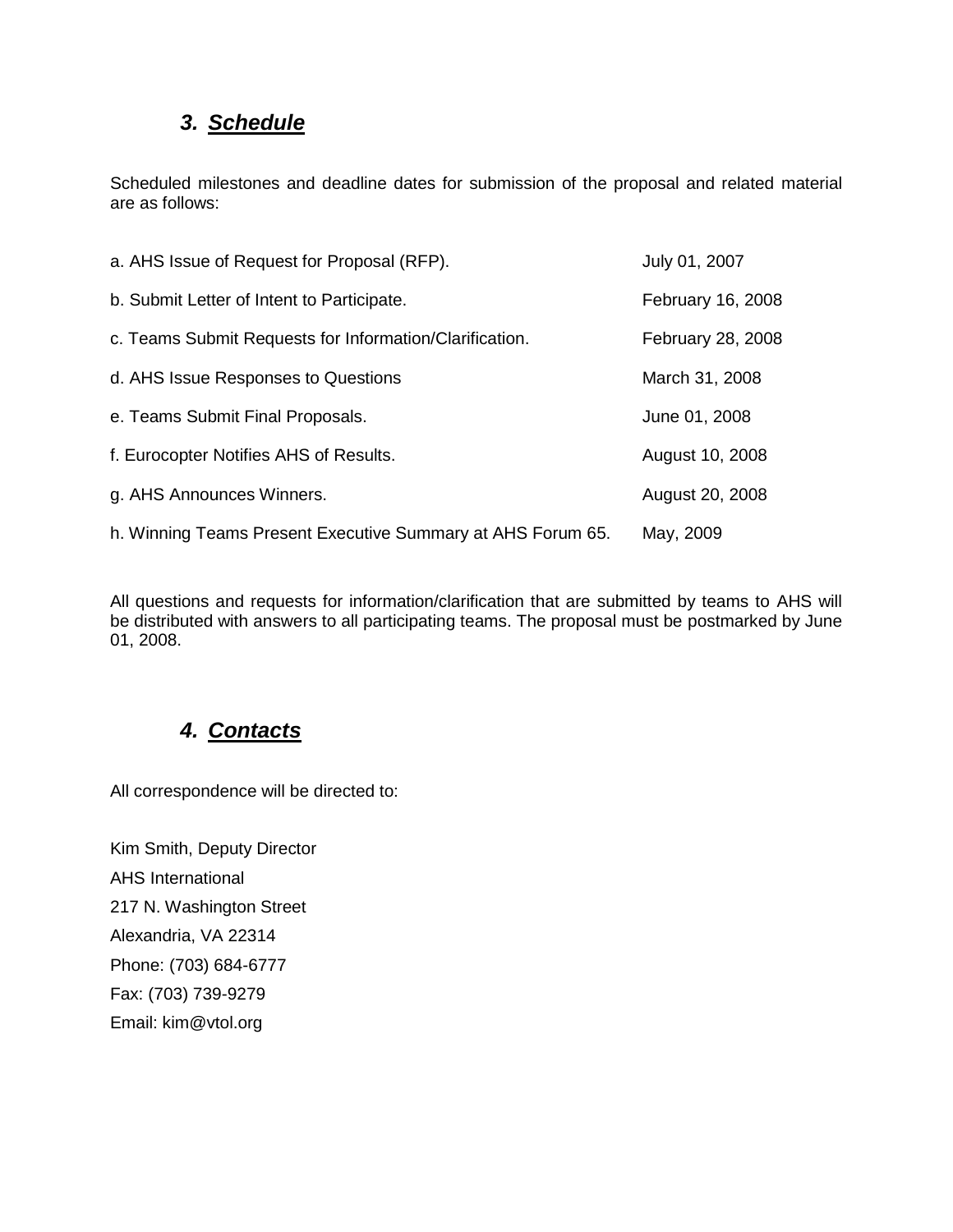## *3. Schedule*

Scheduled milestones and deadline dates for submission of the proposal and related material are as follows:

| | |
|---|---|
| a. AHS Issue of Request for Proposal (RFP). | July 01, 2007 |
| b. Submit Letter of Intent to Participate. | February 16, 2008 |
| c. Teams Submit Requests for Information/Clarification. | February 28, 2008 |
| d. AHS Issue Responses to Questions | March 31, 2008 |
| e. Teams Submit Final Proposals. | June 01, 2008 |
| f. Eurocopter Notifies AHS of Results. | August 10, 2008 |
| g. AHS Announces Winners. | August 20, 2008 |
| h. Winning Teams Present Executive Summary at AHS Forum 65. | May, 2009 |

All questions and requests for information/clarification that are submitted by teams to AHS will be distributed with answers to all participating teams. The proposal must be postmarked by June 01, 2008.

## *4. Contacts*

All correspondence will be directed to:

Kim Smith, Deputy Director
AHS International
217 N. Washington Street
Alexandria, VA 22314
Phone: (703) 684-6777
Fax: (703) 739-9279
Email: kim@vtol.org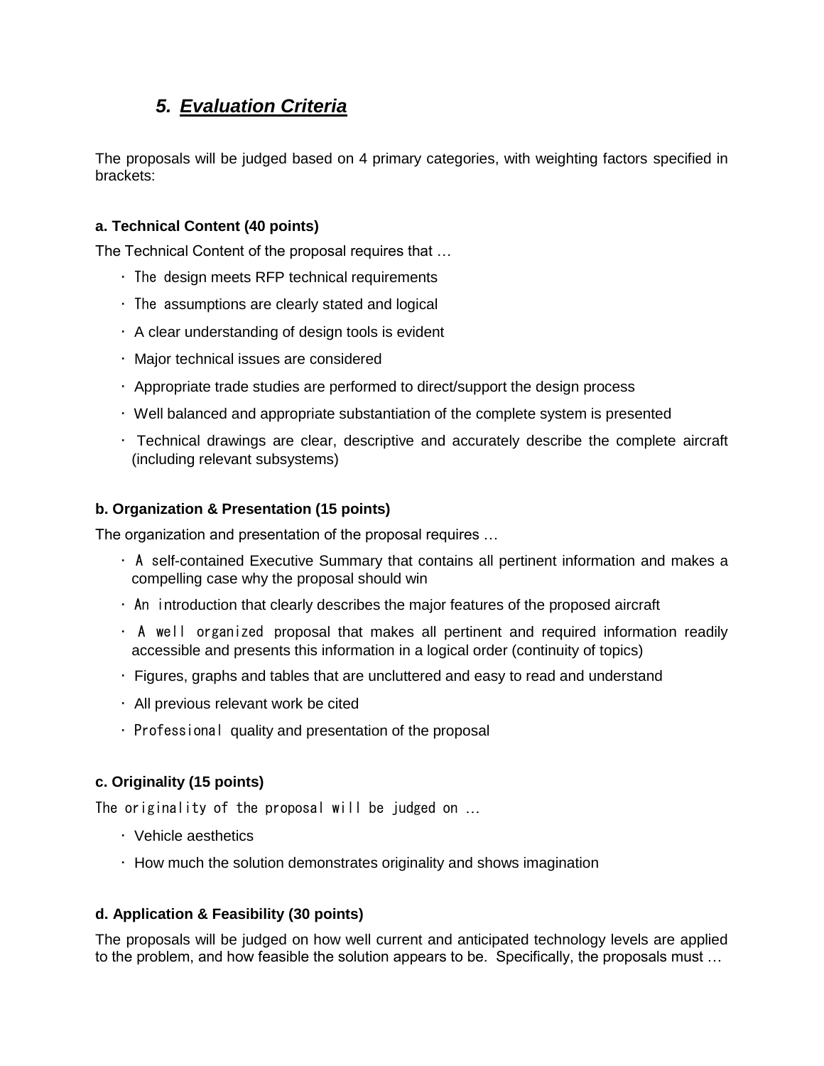## *5. Evaluation Criteria*

The proposals will be judged based on 4 primary categories, with weighting factors specified in brackets:

**a. Technical Content (40 points)**

The Technical Content of the proposal requires that …

- The design meets RFP technical requirements
- The assumptions are clearly stated and logical
- A clear understanding of design tools is evident
- Major technical issues are considered
- Appropriate trade studies are performed to direct/support the design process
- Well balanced and appropriate substantiation of the complete system is presented
- Technical drawings are clear, descriptive and accurately describe the complete aircraft (including relevant subsystems)

**b. Organization & Presentation (15 points)**

The organization and presentation of the proposal requires …

- A self-contained Executive Summary that contains all pertinent information and makes a compelling case why the proposal should win
- An introduction that clearly describes the major features of the proposed aircraft
- A well organized proposal that makes all pertinent and required information readily accessible and presents this information in a logical order (continuity of topics)
- Figures, graphs and tables that are uncluttered and easy to read and understand
- All previous relevant work be cited
- Professional quality and presentation of the proposal

**c. Originality (15 points)**

The originality of the proposal will be judged on …

- Vehicle aesthetics
- How much the solution demonstrates originality and shows imagination

**d. Application & Feasibility (30 points)**

The proposals will be judged on how well current and anticipated technology levels are applied to the problem, and how feasible the solution appears to be. Specifically, the proposals must …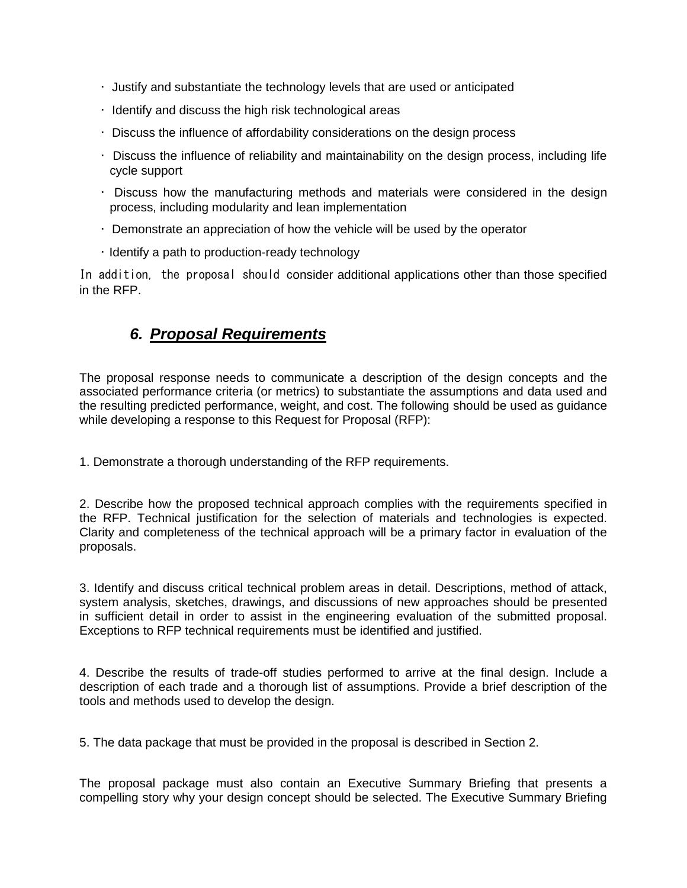- Justify and substantiate the technology levels that are used or anticipated
- Identify and discuss the high risk technological areas
- Discuss the influence of affordability considerations on the design process
- Discuss the influence of reliability and maintainability on the design process, including life cycle support
- Discuss how the manufacturing methods and materials were considered in the design process, including modularity and lean implementation
- Demonstrate an appreciation of how the vehicle will be used by the operator
- Identify a path to production-ready technology

In addition, the proposal should consider additional applications other than those specified in the RFP.

## *6. Proposal Requirements*

The proposal response needs to communicate a description of the design concepts and the associated performance criteria (or metrics) to substantiate the assumptions and data used and the resulting predicted performance, weight, and cost. The following should be used as guidance while developing a response to this Request for Proposal (RFP):

1. Demonstrate a thorough understanding of the RFP requirements.

2. Describe how the proposed technical approach complies with the requirements specified in the RFP. Technical justification for the selection of materials and technologies is expected. Clarity and completeness of the technical approach will be a primary factor in evaluation of the proposals.

3. Identify and discuss critical technical problem areas in detail. Descriptions, method of attack, system analysis, sketches, drawings, and discussions of new approaches should be presented in sufficient detail in order to assist in the engineering evaluation of the submitted proposal. Exceptions to RFP technical requirements must be identified and justified.

4. Describe the results of trade-off studies performed to arrive at the final design. Include a description of each trade and a thorough list of assumptions. Provide a brief description of the tools and methods used to develop the design.

5. The data package that must be provided in the proposal is described in Section 2.

The proposal package must also contain an Executive Summary Briefing that presents a compelling story why your design concept should be selected. The Executive Summary Briefing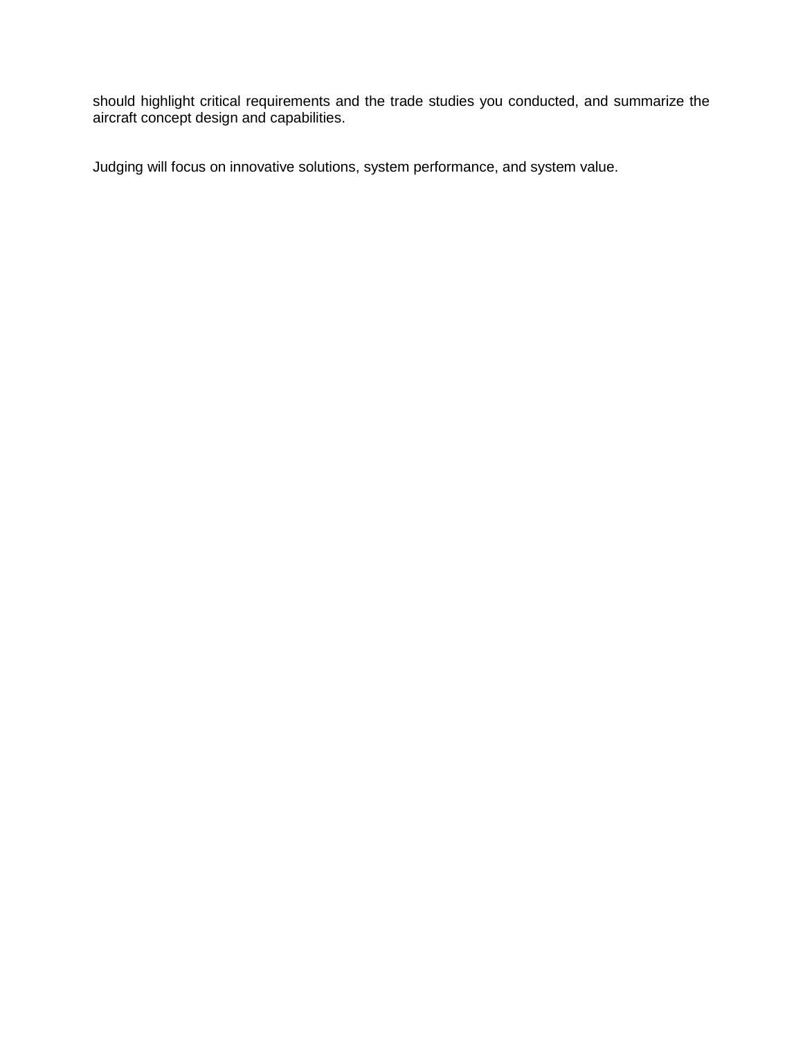should highlight critical requirements and the trade studies you conducted, and summarize the aircraft concept design and capabilities.

Judging will focus on innovative solutions, system performance, and system value.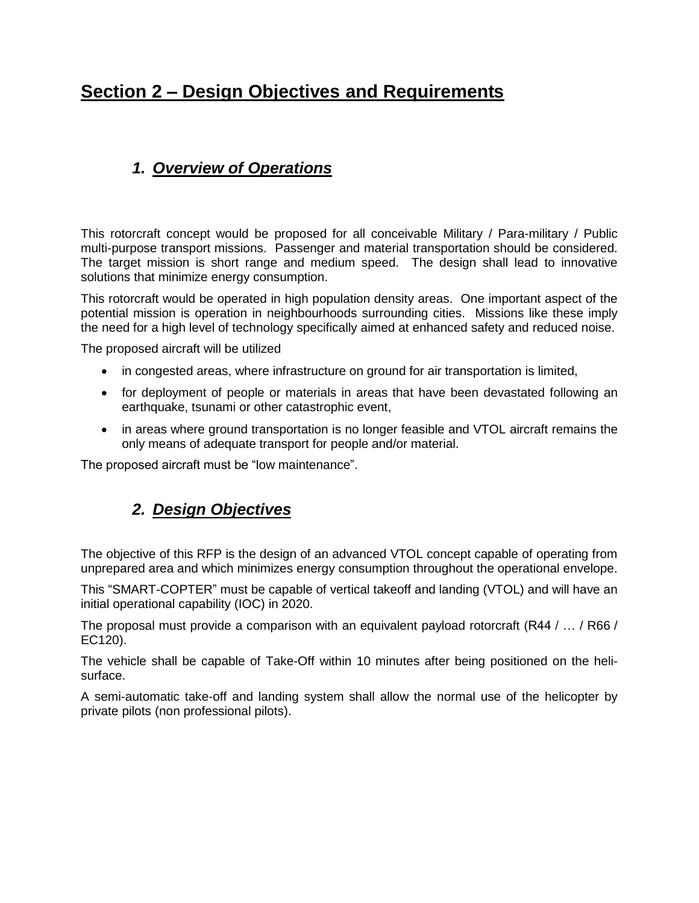# Section 2 – Design Objectives and Requirements

## 1. *Overview of Operations*

This rotorcraft concept would be proposed for all conceivable Military / Para-military / Public multi-purpose transport missions. Passenger and material transportation should be considered. The target mission is short range and medium speed. The design shall lead to innovative solutions that minimize energy consumption.

This rotorcraft would be operated in high population density areas. One important aspect of the potential mission is operation in neighbourhoods surrounding cities. Missions like these imply the need for a high level of technology specifically aimed at enhanced safety and reduced noise.

The proposed aircraft will be utilized

- in congested areas, where infrastructure on ground for air transportation is limited,
- for deployment of people or materials in areas that have been devastated following an earthquake, tsunami or other catastrophic event,
- in areas where ground transportation is no longer feasible and VTOL aircraft remains the only means of adequate transport for people and/or material.

The proposed aircraft must be "low maintenance".

## 2. *Design Objectives*

The objective of this RFP is the design of an advanced VTOL concept capable of operating from unprepared area and which minimizes energy consumption throughout the operational envelope.

This "SMART-COPTER" must be capable of vertical takeoff and landing (VTOL) and will have an initial operational capability (IOC) in 2020.

The proposal must provide a comparison with an equivalent payload rotorcraft (R44 / … / R66 / EC120).

The vehicle shall be capable of Take-Off within 10 minutes after being positioned on the heli-surface.

A semi-automatic take-off and landing system shall allow the normal use of the helicopter by private pilots (non professional pilots).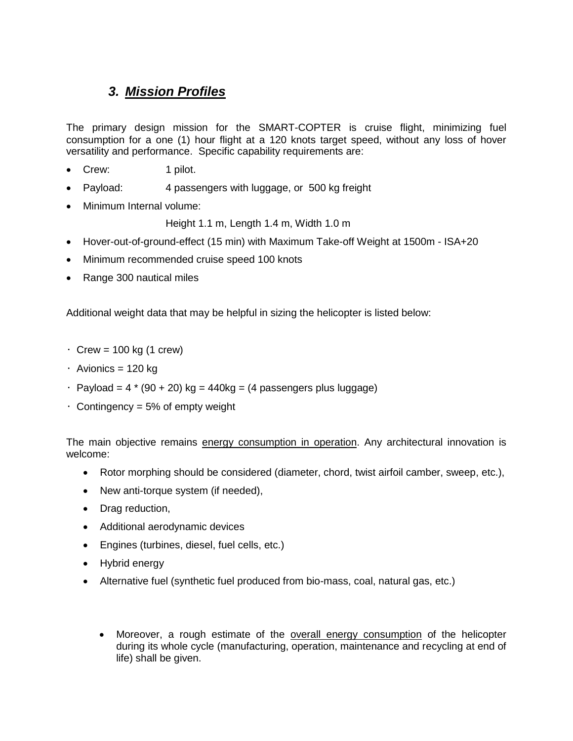## 3. *Mission Profiles*

The primary design mission for the SMART-COPTER is cruise flight, minimizing fuel consumption for a one (1) hour flight at a 120 knots target speed, without any loss of hover versatility and performance. Specific capability requirements are:

- Crew: 1 pilot.
- Payload: 4 passengers with luggage, or 500 kg freight
- Minimum Internal volume:

  Height 1.1 m, Length 1.4 m, Width 1.0 m
- Hover-out-of-ground-effect (15 min) with Maximum Take-off Weight at 1500m - ISA+20
- Minimum recommended cruise speed 100 knots
- Range 300 nautical miles

Additional weight data that may be helpful in sizing the helicopter is listed below:

- Crew = 100 kg (1 crew)
- Avionics = 120 kg
- Payload = 4 * (90 + 20) kg = 440kg = (4 passengers plus luggage)
- Contingency = 5% of empty weight

The main objective remains energy consumption in operation. Any architectural innovation is welcome:

- Rotor morphing should be considered (diameter, chord, twist airfoil camber, sweep, etc.),
- New anti-torque system (if needed),
- Drag reduction,
- Additional aerodynamic devices
- Engines (turbines, diesel, fuel cells, etc.)
- Hybrid energy
- Alternative fuel (synthetic fuel produced from bio-mass, coal, natural gas, etc.)

  - Moreover, a rough estimate of the overall energy consumption of the helicopter during its whole cycle (manufacturing, operation, maintenance and recycling at end of life) shall be given.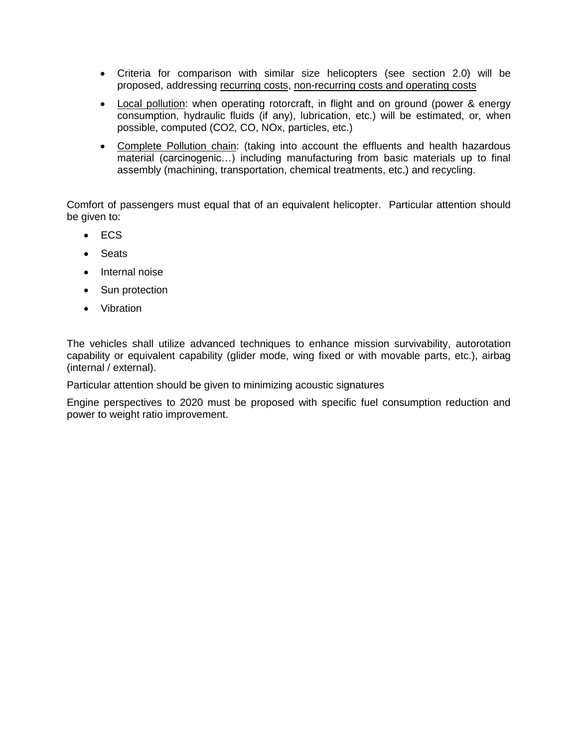- Criteria for comparison with similar size helicopters (see section 2.0) will be proposed, addressing recurring costs, non-recurring costs and operating costs
- Local pollution: when operating rotorcraft, in flight and on ground (power & energy consumption, hydraulic fluids (if any), lubrication, etc.) will be estimated, or, when possible, computed ($CO_2$, CO, $NO_x$, particles, etc.)
- Complete Pollution chain: (taking into account the effluents and health hazardous material (carcinogenic…) including manufacturing from basic materials up to final assembly (machining, transportation, chemical treatments, etc.) and recycling.

Comfort of passengers must equal that of an equivalent helicopter. Particular attention should be given to:

- ECS
- Seats
- Internal noise
- Sun protection
- Vibration

The vehicles shall utilize advanced techniques to enhance mission survivability, autorotation capability or equivalent capability (glider mode, wing fixed or with movable parts, etc.), airbag (internal / external).

Particular attention should be given to minimizing acoustic signatures

Engine perspectives to 2020 must be proposed with specific fuel consumption reduction and power to weight ratio improvement.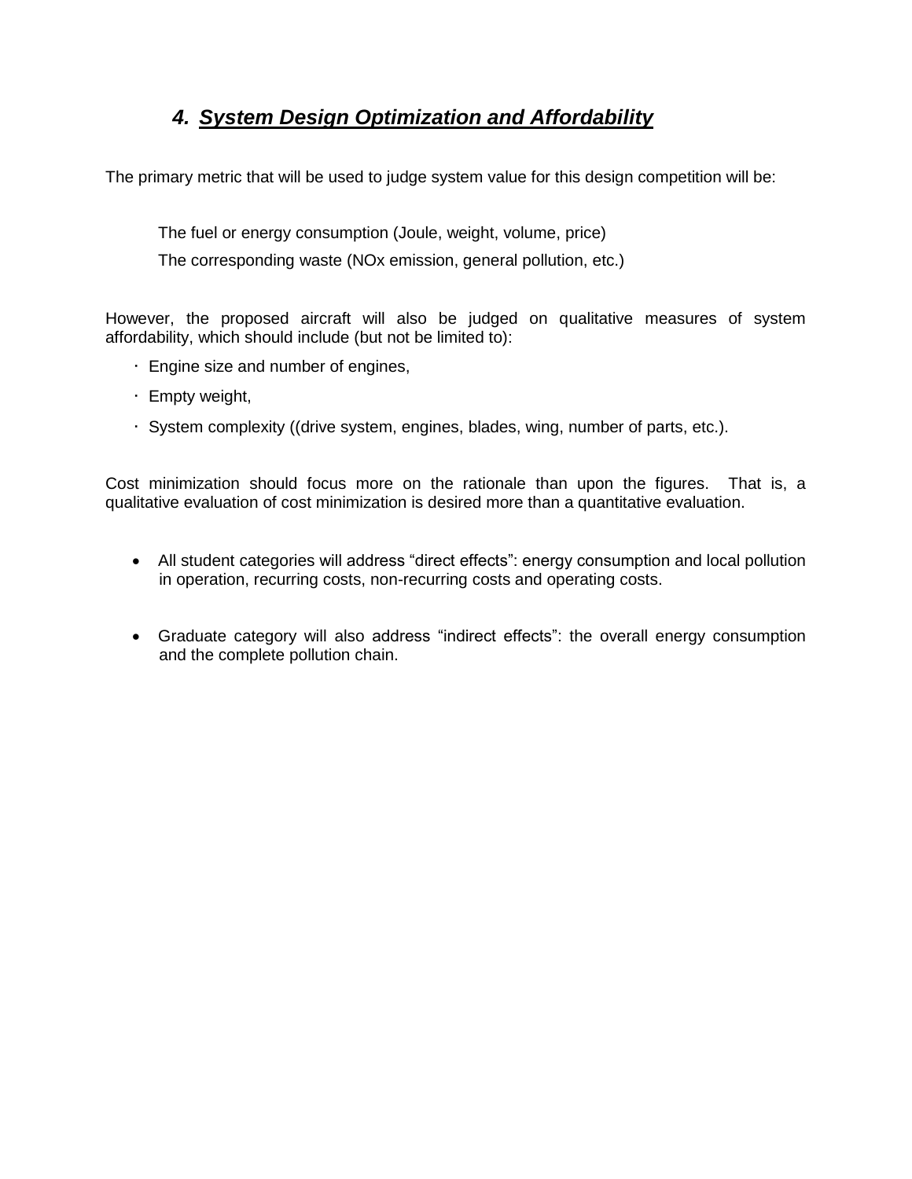## 4. ***System Design Optimization and Affordability***

The primary metric that will be used to judge system value for this design competition will be:

The fuel or energy consumption (Joule, weight, volume, price)

The corresponding waste (NOx emission, general pollution, etc.)

However, the proposed aircraft will also be judged on qualitative measures of system affordability, which should include (but not be limited to):

- Engine size and number of engines,
- Empty weight,
- System complexity ((drive system, engines, blades, wing, number of parts, etc.).

Cost minimization should focus more on the rationale than upon the figures. That is, a qualitative evaluation of cost minimization is desired more than a quantitative evaluation.

- All student categories will address "direct effects": energy consumption and local pollution in operation, recurring costs, non-recurring costs and operating costs.

- Graduate category will also address "indirect effects": the overall energy consumption and the complete pollution chain.